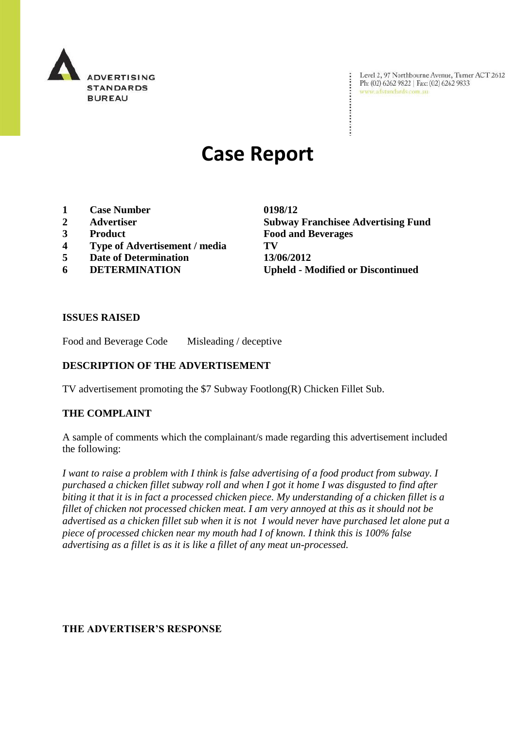ADVERTISING STANDARDS BUREAU

Level 2, 97 Northbourne Avenue, Turner ACT 2612
Ph: (02) 6262 9822 | Fax: (02) 6262 9833
www.adstandards.com.au

# Case Report

| | | |
|---|---|---|
| 1 | **Case Number** | **0198/12** |
| 2 | **Advertiser** | **Subway Franchisee Advertising Fund** |
| 3 | **Product** | **Food and Beverages** |
| 4 | **Type of Advertisement / media** | **TV** |
| 5 | **Date of Determination** | **13/06/2012** |
| 6 | **DETERMINATION** | **Upheld - Modified or Discontinued** |

**ISSUES RAISED**

Food and Beverage Code  Misleading / deceptive

**DESCRIPTION OF THE ADVERTISEMENT**

TV advertisement promoting the $7 Subway Footlong(R) Chicken Fillet Sub.

**THE COMPLAINT**

A sample of comments which the complainant/s made regarding this advertisement included the following:

*I want to raise a problem with I think is false advertising of a food product from subway. I purchased a chicken fillet subway roll and when I got it home I was disgusted to find after biting it that it is in fact a processed chicken piece. My understanding of a chicken fillet is a fillet of chicken not processed chicken meat. I am very annoyed at this as it should not be advertised as a chicken fillet sub when it is not I would never have purchased let alone put a piece of processed chicken near my mouth had I of known. I think this is 100% false advertising as a fillet is as it is like a fillet of any meat un-processed.*

**THE ADVERTISER'S RESPONSE**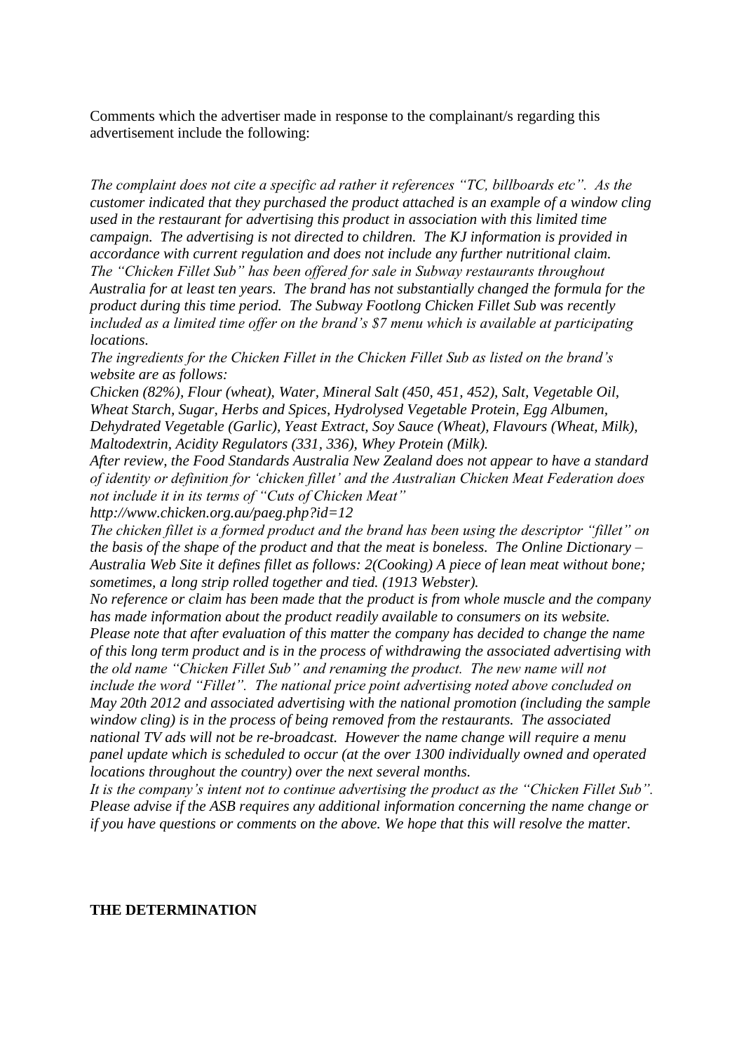Comments which the advertiser made in response to the complainant/s regarding this advertisement include the following:

*The complaint does not cite a specific ad rather it references "TC, billboards etc". As the customer indicated that they purchased the product attached is an example of a window cling used in the restaurant for advertising this product in association with this limited time campaign. The advertising is not directed to children. The KJ information is provided in accordance with current regulation and does not include any further nutritional claim.*
*The "Chicken Fillet Sub" has been offered for sale in Subway restaurants throughout Australia for at least ten years. The brand has not substantially changed the formula for the product during this time period. The Subway Footlong Chicken Fillet Sub was recently included as a limited time offer on the brand's $7 menu which is available at participating locations.*
*The ingredients for the Chicken Fillet in the Chicken Fillet Sub as listed on the brand's website are as follows:*
*Chicken (82%), Flour (wheat), Water, Mineral Salt (450, 451, 452), Salt, Vegetable Oil, Wheat Starch, Sugar, Herbs and Spices, Hydrolysed Vegetable Protein, Egg Albumen, Dehydrated Vegetable (Garlic), Yeast Extract, Soy Sauce (Wheat), Flavours (Wheat, Milk), Maltodextrin, Acidity Regulators (331, 336), Whey Protein (Milk).*
*After review, the Food Standards Australia New Zealand does not appear to have a standard of identity or definition for 'chicken fillet' and the Australian Chicken Meat Federation does not include it in its terms of "Cuts of Chicken Meat"*
*http://www.chicken.org.au/paeg.php?id=12*
*The chicken fillet is a formed product and the brand has been using the descriptor "fillet" on the basis of the shape of the product and that the meat is boneless. The Online Dictionary – Australia Web Site it defines fillet as follows: 2(Cooking) A piece of lean meat without bone; sometimes, a long strip rolled together and tied. (1913 Webster).*
*No reference or claim has been made that the product is from whole muscle and the company has made information about the product readily available to consumers on its website.*
*Please note that after evaluation of this matter the company has decided to change the name of this long term product and is in the process of withdrawing the associated advertising with the old name "Chicken Fillet Sub" and renaming the product. The new name will not include the word "Fillet". The national price point advertising noted above concluded on May 20th 2012 and associated advertising with the national promotion (including the sample window cling) is in the process of being removed from the restaurants. The associated national TV ads will not be re-broadcast. However the name change will require a menu panel update which is scheduled to occur (at the over 1300 individually owned and operated locations throughout the country) over the next several months.*
*It is the company's intent not to continue advertising the product as the "Chicken Fillet Sub". Please advise if the ASB requires any additional information concerning the name change or if you have questions or comments on the above. We hope that this will resolve the matter.*

**THE DETERMINATION**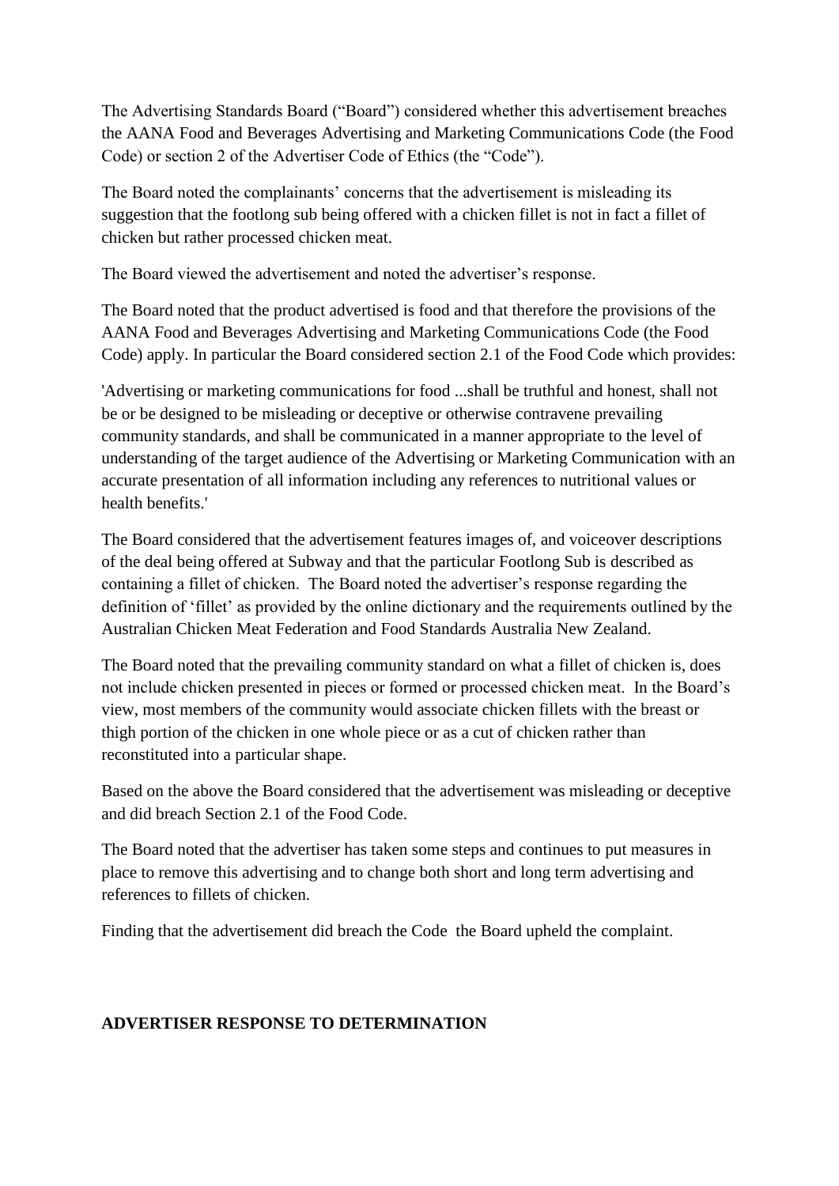The Advertising Standards Board ("Board") considered whether this advertisement breaches the AANA Food and Beverages Advertising and Marketing Communications Code (the Food Code) or section 2 of the Advertiser Code of Ethics (the "Code").

The Board noted the complainants' concerns that the advertisement is misleading its suggestion that the footlong sub being offered with a chicken fillet is not in fact a fillet of chicken but rather processed chicken meat.

The Board viewed the advertisement and noted the advertiser's response.

The Board noted that the product advertised is food and that therefore the provisions of the AANA Food and Beverages Advertising and Marketing Communications Code (the Food Code) apply. In particular the Board considered section 2.1 of the Food Code which provides:

'Advertising or marketing communications for food ...shall be truthful and honest, shall not be or be designed to be misleading or deceptive or otherwise contravene prevailing community standards, and shall be communicated in a manner appropriate to the level of understanding of the target audience of the Advertising or Marketing Communication with an accurate presentation of all information including any references to nutritional values or health benefits.'

The Board considered that the advertisement features images of, and voiceover descriptions of the deal being offered at Subway and that the particular Footlong Sub is described as containing a fillet of chicken. The Board noted the advertiser's response regarding the definition of 'fillet' as provided by the online dictionary and the requirements outlined by the Australian Chicken Meat Federation and Food Standards Australia New Zealand.

The Board noted that the prevailing community standard on what a fillet of chicken is, does not include chicken presented in pieces or formed or processed chicken meat. In the Board's view, most members of the community would associate chicken fillets with the breast or thigh portion of the chicken in one whole piece or as a cut of chicken rather than reconstituted into a particular shape.

Based on the above the Board considered that the advertisement was misleading or deceptive and did breach Section 2.1 of the Food Code.

The Board noted that the advertiser has taken some steps and continues to put measures in place to remove this advertising and to change both short and long term advertising and references to fillets of chicken.

Finding that the advertisement did breach the Code the Board upheld the complaint.

**ADVERTISER RESPONSE TO DETERMINATION**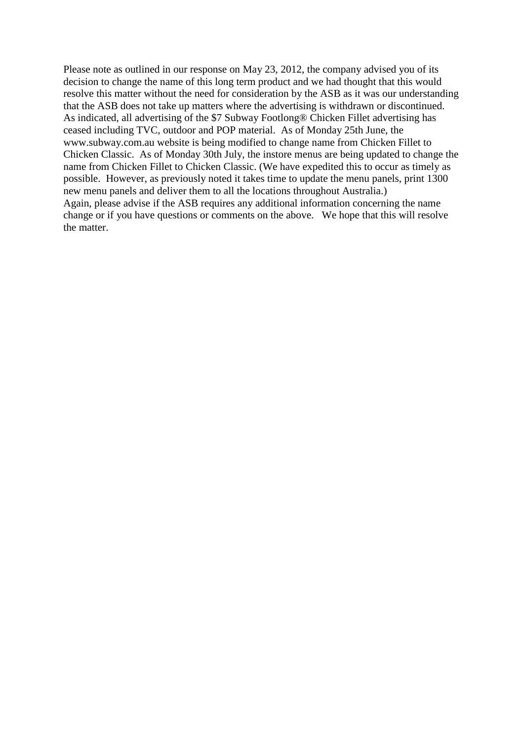Please note as outlined in our response on May 23, 2012, the company advised you of its decision to change the name of this long term product and we had thought that this would resolve this matter without the need for consideration by the ASB as it was our understanding that the ASB does not take up matters where the advertising is withdrawn or discontinued.
As indicated, all advertising of the $7 Subway Footlong® Chicken Fillet advertising has ceased including TVC, outdoor and POP material. As of Monday 25th June, the www.subway.com.au website is being modified to change name from Chicken Fillet to Chicken Classic. As of Monday 30th July, the instore menus are being updated to change the name from Chicken Fillet to Chicken Classic. (We have expedited this to occur as timely as possible. However, as previously noted it takes time to update the menu panels, print 1300 new menu panels and deliver them to all the locations throughout Australia.)
Again, please advise if the ASB requires any additional information concerning the name change or if you have questions or comments on the above. We hope that this will resolve the matter.